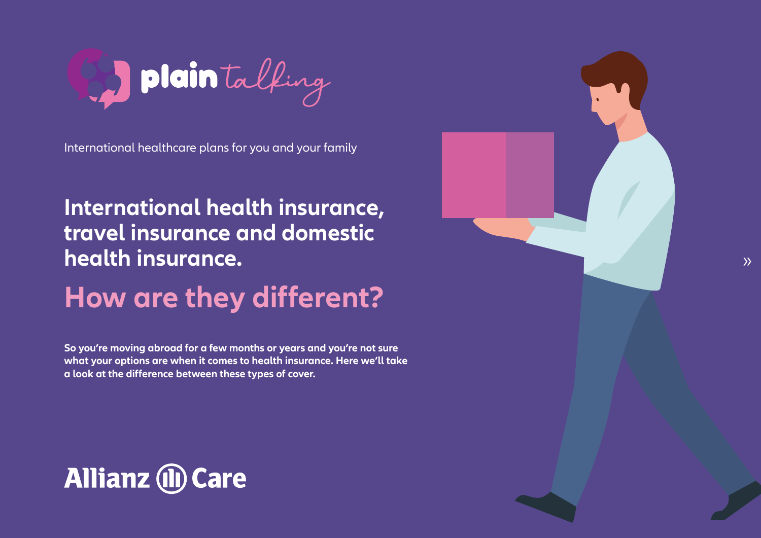plain talking

International healthcare plans for you and your family

# International health insurance, travel insurance and domestic health insurance.

# How are they different?

**So you're moving abroad for a few months or years and you're not sure what your options are when it comes to health insurance. Here we'll take a look at the difference between these types of cover.**

Allianz Care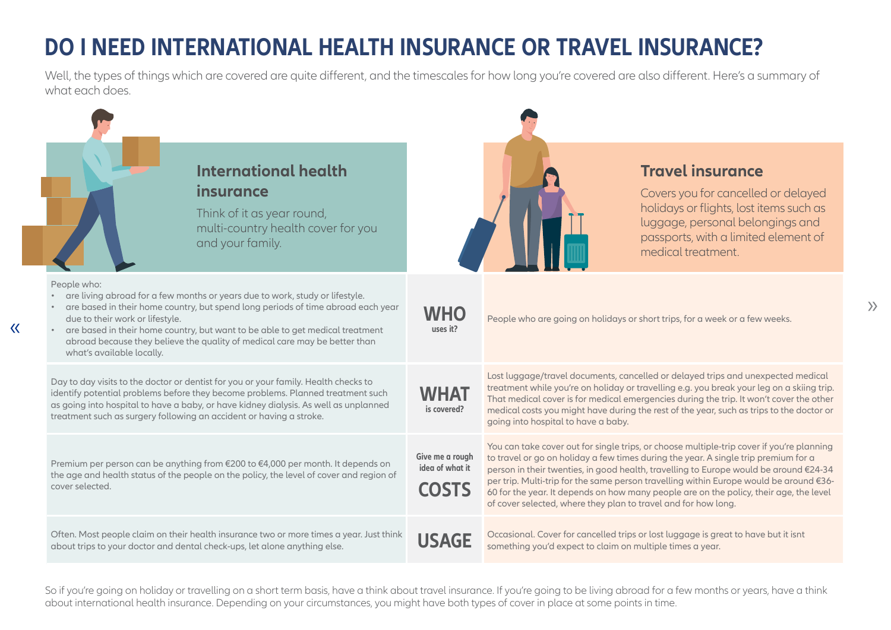# DO I NEED INTERNATIONAL HEALTH INSURANCE OR TRAVEL INSURANCE?

Well, the types of things which are covered are quite different, and the timescales for how long you're covered are also different. Here's a summary of what each does.

| International health insurance<br>Think of it as year round, multi-country health cover for you and your family. | | Travel insurance<br>Covers you for cancelled or delayed holidays or flights, lost items such as luggage, personal belongings and passports, with a limited element of medical treatment. |
|---|---|---|
| People who:<br>• are living abroad for a few months or years due to work, study or lifestyle.<br>• are based in their home country, but spend long periods of time abroad each year due to their work or lifestyle.<br>• are based in their home country, but want to be able to get medical treatment abroad because they believe the quality of medical care may be better than what's available locally. | **WHO** uses it? | People who are going on holidays or short trips, for a week or a few weeks. |
| Day to day visits to the doctor or dentist for you or your family. Health checks to identify potential problems before they become problems. Planned treatment such as going into hospital to have a baby, or have kidney dialysis. As well as unplanned treatment such as surgery following an accident or having a stroke. | **WHAT** is covered? | Lost luggage/travel documents, cancelled or delayed trips and unexpected medical treatment while you're on holiday or travelling e.g. you break your leg on a skiing trip. That medical cover is for medical emergencies during the trip. It won't cover the other medical costs you might have during the rest of the year, such as trips to the doctor or going into hospital to have a baby. |
| Premium per person can be anything from €200 to €4,000 per month. It depends on the age and health status of the people on the policy, the level of cover and region of cover selected. | Give me a rough idea of what it **COSTS** | You can take cover out for single trips, or choose multiple-trip cover if you're planning to travel or go on holiday a few times during the year. A single trip premium for a person in their twenties, in good health, travelling to Europe would be around €24-34 per trip. Multi-trip for the same person travelling within Europe would be around €36-60 for the year. It depends on how many people are on the policy, their age, the level of cover selected, where they plan to travel and for how long. |
| Often. Most people claim on their health insurance two or more times a year. Just think about trips to your doctor and dental check-ups, let alone anything else. | **USAGE** | Occasional. Cover for cancelled trips or lost luggage is great to have but it isnt something you'd expect to claim on multiple times a year. |

So if you're going on holiday or travelling on a short term basis, have a think about travel insurance. If you're going to be living abroad for a few months or years, have a think about international health insurance. Depending on your circumstances, you might have both types of cover in place at some points in time.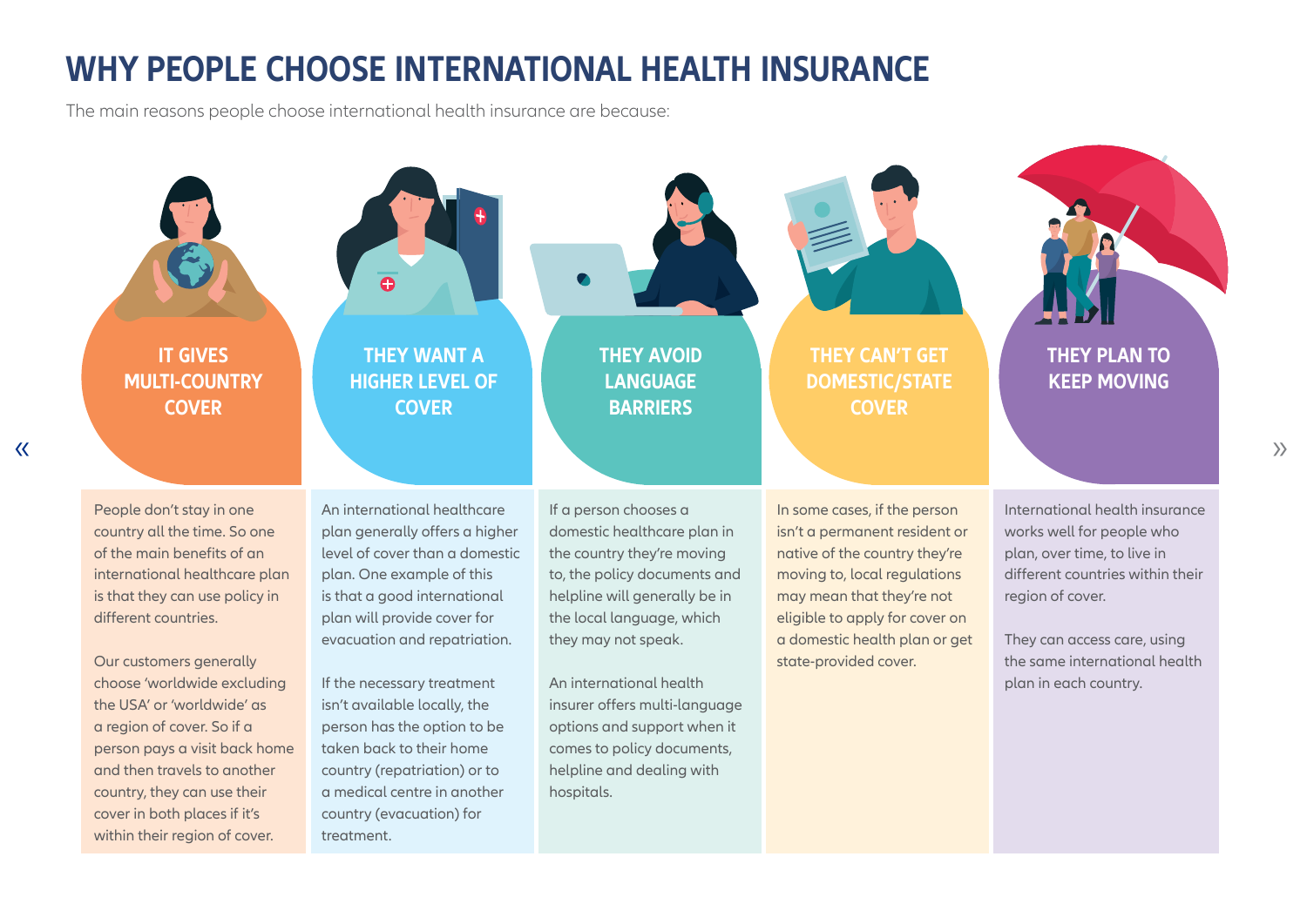# WHY PEOPLE CHOOSE INTERNATIONAL HEALTH INSURANCE

The main reasons people choose international health insurance are because:

## IT GIVES MULTI-COUNTRY COVER

People don't stay in one country all the time. So one of the main benefits of an international healthcare plan is that they can use policy in different countries.

Our customers generally choose 'worldwide excluding the USA' or 'worldwide' as a region of cover. So if a person pays a visit back home and then travels to another country, they can use their cover in both places if it's within their region of cover.

## THEY WANT A HIGHER LEVEL OF COVER

An international healthcare plan generally offers a higher level of cover than a domestic plan. One example of this is that a good international plan will provide cover for evacuation and repatriation.

If the necessary treatment isn't available locally, the person has the option to be taken back to their home country (repatriation) or to a medical centre in another country (evacuation) for treatment.

## THEY AVOID LANGUAGE BARRIERS

If a person chooses a domestic healthcare plan in the country they're moving to, the policy documents and helpline will generally be in the local language, which they may not speak.

An international health insurer offers multi-language options and support when it comes to policy documents, helpline and dealing with hospitals.

## THEY CAN'T GET DOMESTIC/STATE COVER

In some cases, if the person isn't a permanent resident or native of the country they're moving to, local regulations may mean that they're not eligible to apply for cover on a domestic health plan or get state-provided cover.

## THEY PLAN TO KEEP MOVING

International health insurance works well for people who plan, over time, to live in different countries within their region of cover.

They can access care, using the same international health plan in each country.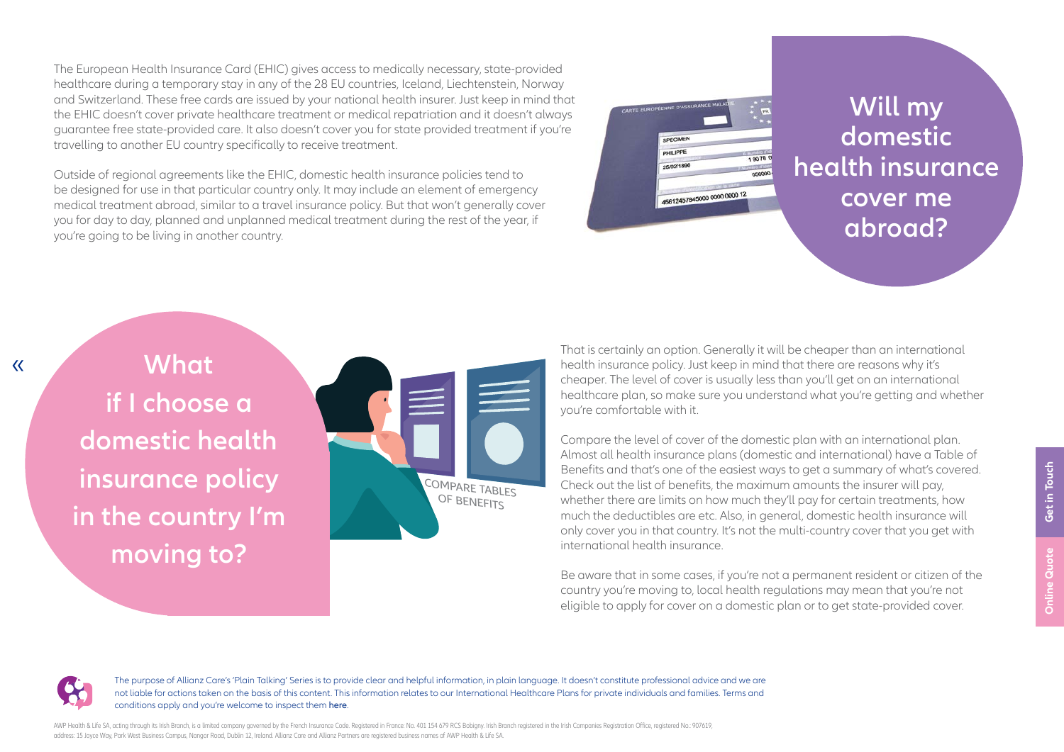## Will my domestic health insurance cover me abroad?

The European Health Insurance Card (EHIC) gives access to medically necessary, state-provided healthcare during a temporary stay in any of the 28 EU countries, Iceland, Liechtenstein, Norway and Switzerland. These free cards are issued by your national health insurer. Just keep in mind that the EHIC doesn't cover private healthcare treatment or medical repatriation and it doesn't always guarantee free state-provided care. It also doesn't cover you for state provided treatment if you're travelling to another EU country specifically to receive treatment.

Outside of regional agreements like the EHIC, domestic health insurance policies tend to be designed for use in that particular country only. It may include an element of emergency medical treatment abroad, similar to a travel insurance policy. But that won't generally cover you for day to day, planned and unplanned medical treatment during the rest of the year, if you're going to be living in another country.

## What if I choose a domestic health insurance policy in the country I'm moving to?

COMPARE TABLES OF BENEFITS

That is certainly an option. Generally it will be cheaper than an international health insurance policy. Just keep in mind that there are reasons why it's cheaper. The level of cover is usually less than you'll get on an international healthcare plan, so make sure you understand what you're getting and whether you're comfortable with it.

Compare the level of cover of the domestic plan with an international plan. Almost all health insurance plans (domestic and international) have a Table of Benefits and that's one of the easiest ways to get a summary of what's covered. Check out the list of benefits, the maximum amounts the insurer will pay, whether there are limits on how much they'll pay for certain treatments, how much the deductibles are etc. Also, in general, domestic health insurance will only cover you in that country. It's not the multi-country cover that you get with international health insurance.

Be aware that in some cases, if you're not a permanent resident or citizen of the country you're moving to, local health regulations may mean that you're not eligible to apply for cover on a domestic plan or to get state-provided cover.

Get in Touch

Online Quote

The purpose of Allianz Care's 'Plain Talking' Series is to provide clear and helpful information, in plain language. It doesn't constitute professional advice and we are not liable for actions taken on the basis of this content. This information relates to our International Healthcare Plans for private individuals and families. Terms and conditions apply and you're welcome to inspect them here.

AWP Health & Life SA, acting through its Irish Branch, is a limited company governed by the French Insurance Code. Registered in France: No. 401 154 679 RCS Bobigny. Irish Branch registered in the Irish Companies Registration Office, registered No.: 907619, address: 15 Joyce Way, Park West Business Campus, Nangor Road, Dublin 12, Ireland. Allianz Care and Allianz Partners are registered business names of AWP Health & Life SA.